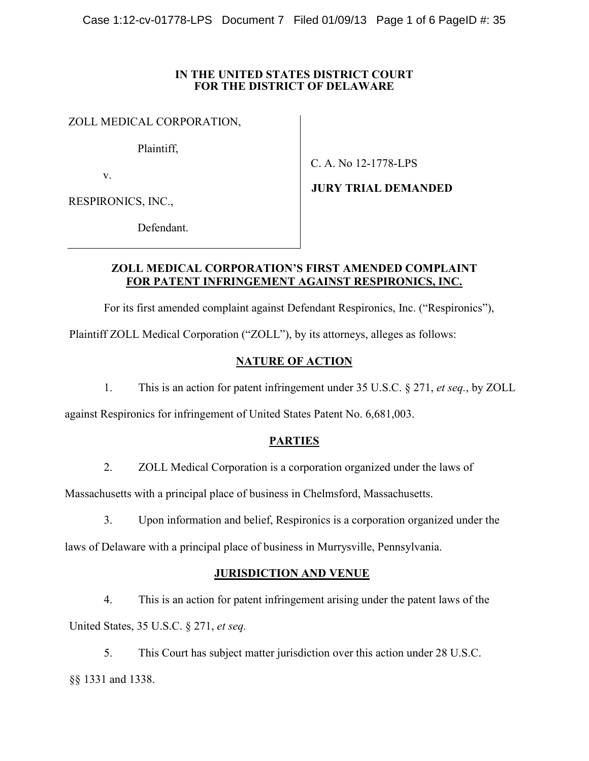**IN THE UNITED STATES DISTRICT COURT**
**FOR THE DISTRICT OF DELAWARE**

| | |
|---|---|
| ZOLL MEDICAL CORPORATION,<br><br>Plaintiff,<br><br>v.<br><br>RESPIRONICS, INC.,<br><br>Defendant. | C. A. No 12-1778-LPS<br><br>**JURY TRIAL DEMANDED** |

**ZOLL MEDICAL CORPORATION'S FIRST AMENDED COMPLAINT**
**FOR PATENT INFRINGEMENT AGAINST RESPIRONICS, INC.**

For its first amended complaint against Defendant Respironics, Inc. ("Respironics"), Plaintiff ZOLL Medical Corporation ("ZOLL"), by its attorneys, alleges as follows:

## NATURE OF ACTION

1. This is an action for patent infringement under 35 U.S.C. § 271, *et seq.*, by ZOLL against Respironics for infringement of United States Patent No. 6,681,003.

## PARTIES

2. ZOLL Medical Corporation is a corporation organized under the laws of Massachusetts with a principal place of business in Chelmsford, Massachusetts.

3. Upon information and belief, Respironics is a corporation organized under the laws of Delaware with a principal place of business in Murrysville, Pennsylvania.

## JURISDICTION AND VENUE

4. This is an action for patent infringement arising under the patent laws of the United States, 35 U.S.C. § 271, *et seq.*

5. This Court has subject matter jurisdiction over this action under 28 U.S.C. §§ 1331 and 1338.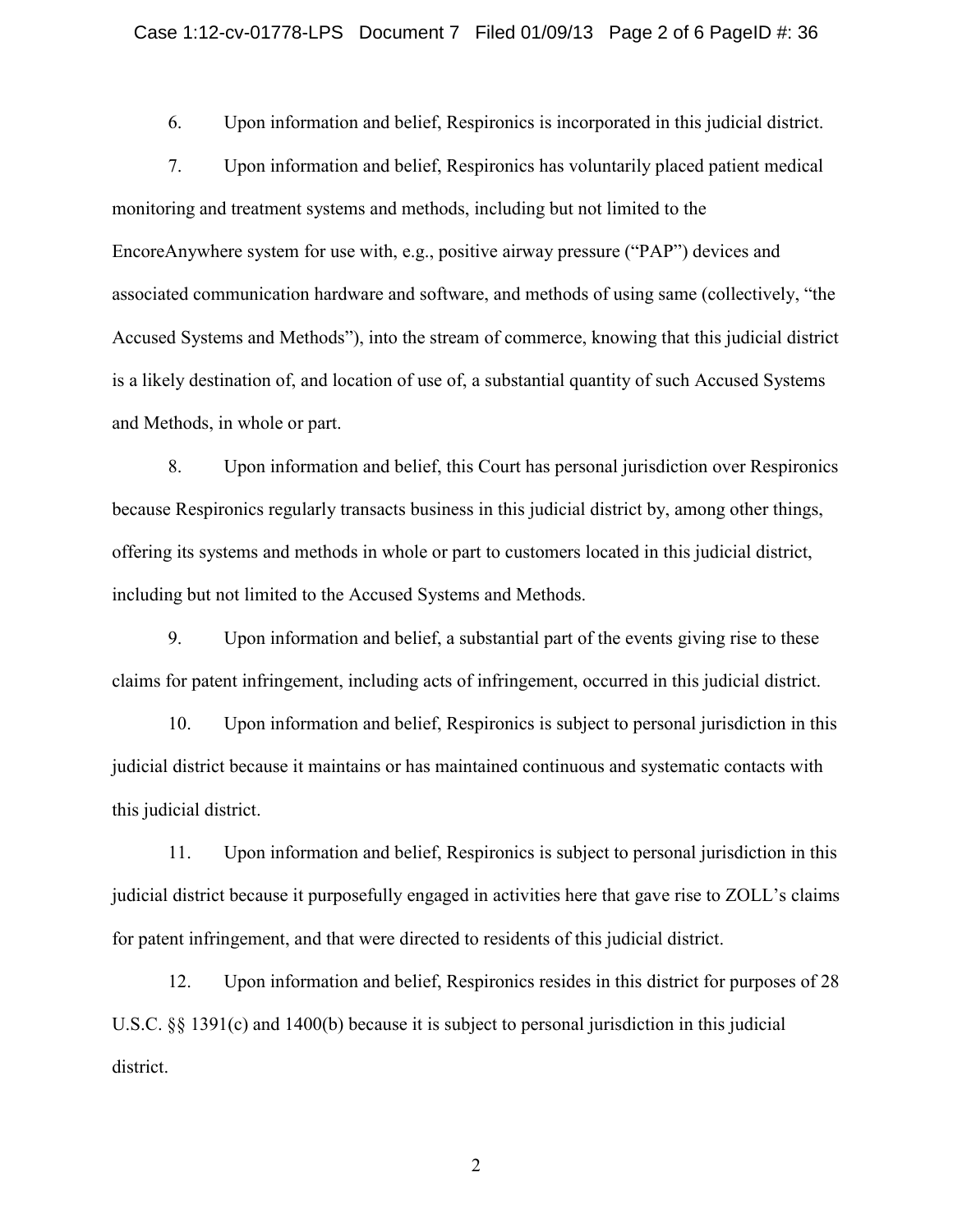6. Upon information and belief, Respironics is incorporated in this judicial district.

7. Upon information and belief, Respironics has voluntarily placed patient medical monitoring and treatment systems and methods, including but not limited to the EncoreAnywhere system for use with, e.g., positive airway pressure ("PAP") devices and associated communication hardware and software, and methods of using same (collectively, "the Accused Systems and Methods"), into the stream of commerce, knowing that this judicial district is a likely destination of, and location of use of, a substantial quantity of such Accused Systems and Methods, in whole or part.

8. Upon information and belief, this Court has personal jurisdiction over Respironics because Respironics regularly transacts business in this judicial district by, among other things, offering its systems and methods in whole or part to customers located in this judicial district, including but not limited to the Accused Systems and Methods.

9. Upon information and belief, a substantial part of the events giving rise to these claims for patent infringement, including acts of infringement, occurred in this judicial district.

10. Upon information and belief, Respironics is subject to personal jurisdiction in this judicial district because it maintains or has maintained continuous and systematic contacts with this judicial district.

11. Upon information and belief, Respironics is subject to personal jurisdiction in this judicial district because it purposefully engaged in activities here that gave rise to ZOLL's claims for patent infringement, and that were directed to residents of this judicial district.

12. Upon information and belief, Respironics resides in this district for purposes of 28 U.S.C. §§ 1391(c) and 1400(b) because it is subject to personal jurisdiction in this judicial district.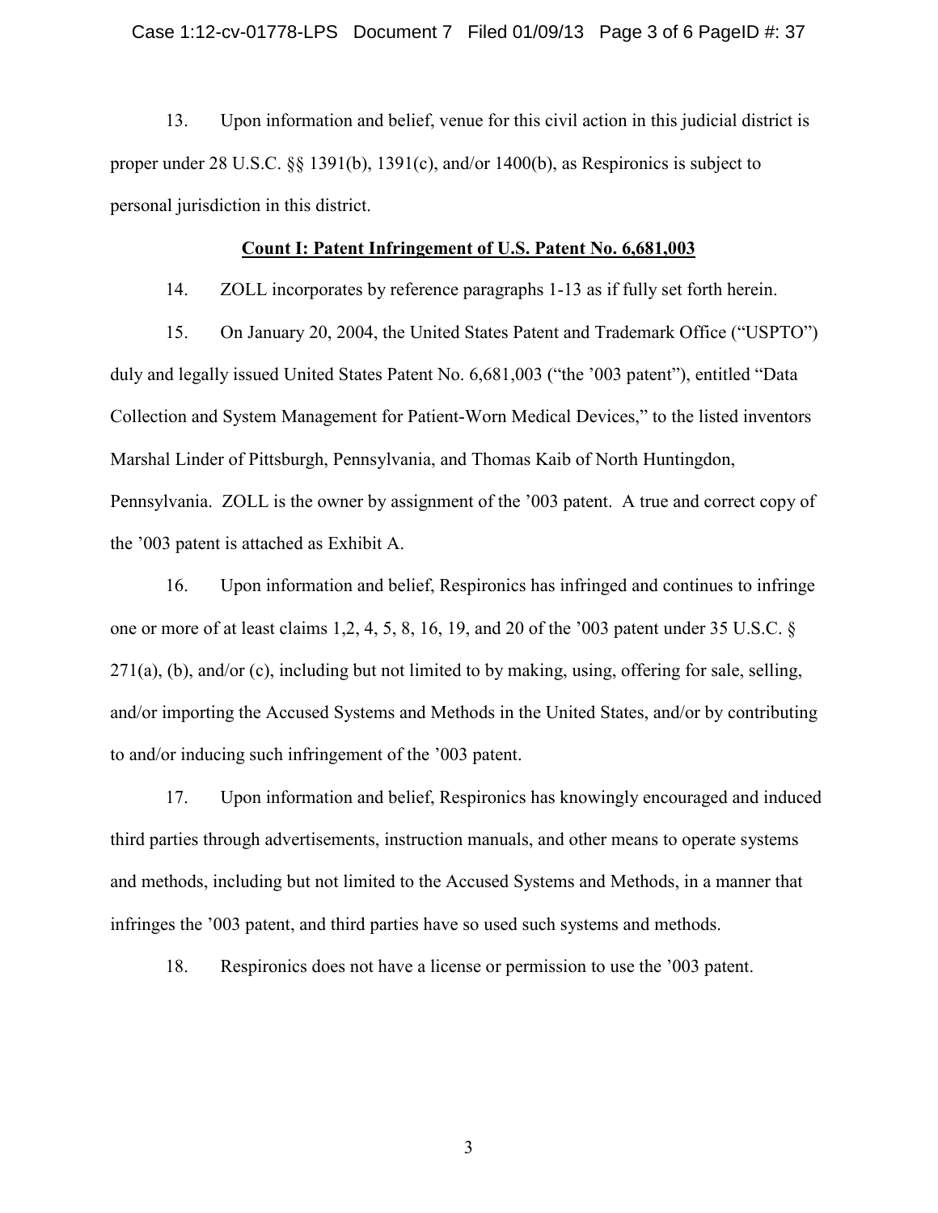13. Upon information and belief, venue for this civil action in this judicial district is proper under 28 U.S.C. §§ 1391(b), 1391(c), and/or 1400(b), as Respironics is subject to personal jurisdiction in this district.

## Count I: Patent Infringement of U.S. Patent No. 6,681,003

14. ZOLL incorporates by reference paragraphs 1-13 as if fully set forth herein.

15. On January 20, 2004, the United States Patent and Trademark Office ("USPTO") duly and legally issued United States Patent No. 6,681,003 ("the '003 patent"), entitled "Data Collection and System Management for Patient-Worn Medical Devices," to the listed inventors Marshal Linder of Pittsburgh, Pennsylvania, and Thomas Kaib of North Huntingdon, Pennsylvania. ZOLL is the owner by assignment of the '003 patent. A true and correct copy of the '003 patent is attached as Exhibit A.

16. Upon information and belief, Respironics has infringed and continues to infringe one or more of at least claims 1,2, 4, 5, 8, 16, 19, and 20 of the '003 patent under 35 U.S.C. § 271(a), (b), and/or (c), including but not limited to by making, using, offering for sale, selling, and/or importing the Accused Systems and Methods in the United States, and/or by contributing to and/or inducing such infringement of the '003 patent.

17. Upon information and belief, Respironics has knowingly encouraged and induced third parties through advertisements, instruction manuals, and other means to operate systems and methods, including but not limited to the Accused Systems and Methods, in a manner that infringes the '003 patent, and third parties have so used such systems and methods.

18. Respironics does not have a license or permission to use the '003 patent.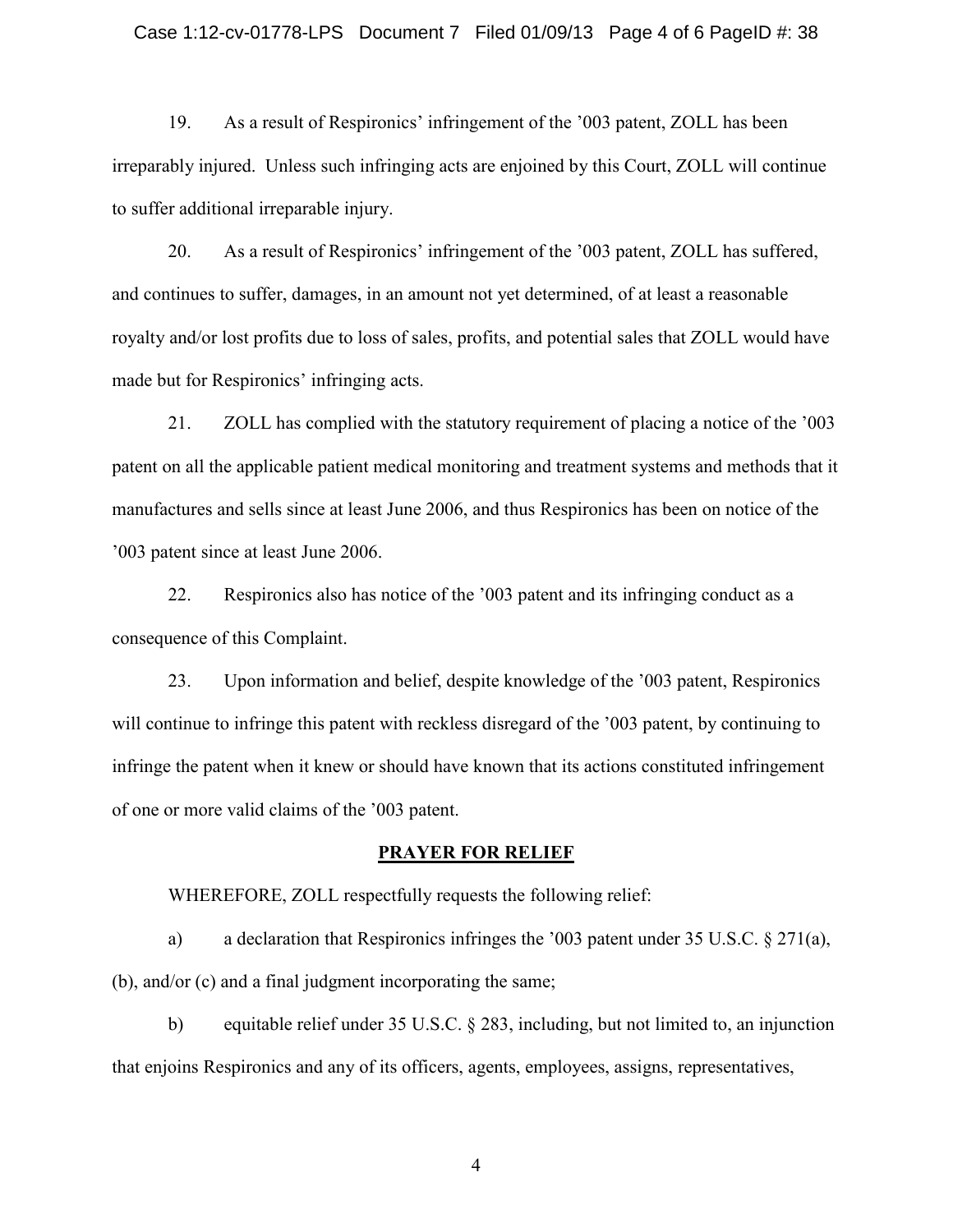19. As a result of Respironics' infringement of the '003 patent, ZOLL has been irreparably injured. Unless such infringing acts are enjoined by this Court, ZOLL will continue to suffer additional irreparable injury.

20. As a result of Respironics' infringement of the '003 patent, ZOLL has suffered, and continues to suffer, damages, in an amount not yet determined, of at least a reasonable royalty and/or lost profits due to loss of sales, profits, and potential sales that ZOLL would have made but for Respironics' infringing acts.

21. ZOLL has complied with the statutory requirement of placing a notice of the '003 patent on all the applicable patient medical monitoring and treatment systems and methods that it manufactures and sells since at least June 2006, and thus Respironics has been on notice of the '003 patent since at least June 2006.

22. Respironics also has notice of the '003 patent and its infringing conduct as a consequence of this Complaint.

23. Upon information and belief, despite knowledge of the '003 patent, Respironics will continue to infringe this patent with reckless disregard of the '003 patent, by continuing to infringe the patent when it knew or should have known that its actions constituted infringement of one or more valid claims of the '003 patent.

## PRAYER FOR RELIEF

WHEREFORE, ZOLL respectfully requests the following relief:

a) a declaration that Respironics infringes the '003 patent under 35 U.S.C. § 271(a), (b), and/or (c) and a final judgment incorporating the same;

b) equitable relief under 35 U.S.C. § 283, including, but not limited to, an injunction that enjoins Respironics and any of its officers, agents, employees, assigns, representatives,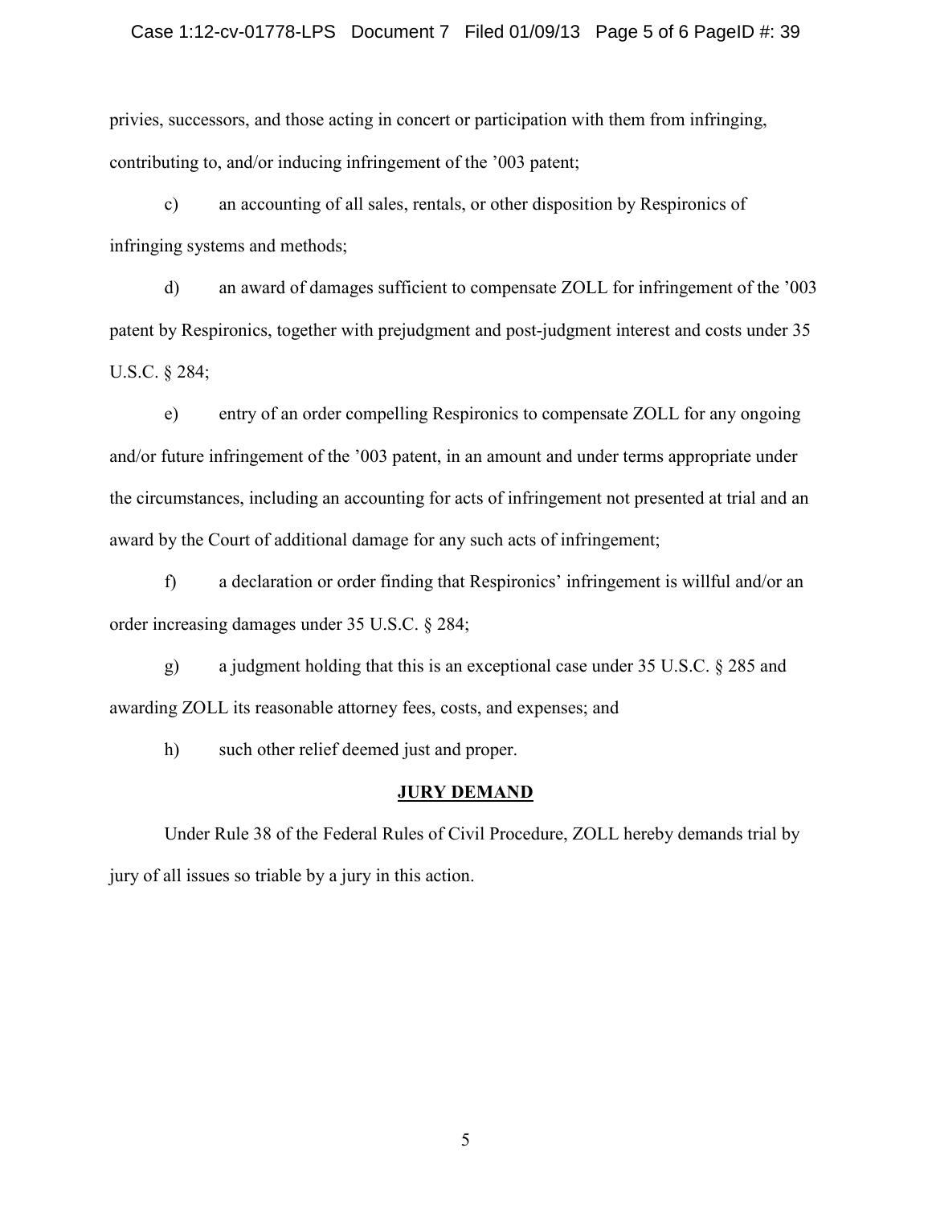privies, successors, and those acting in concert or participation with them from infringing, contributing to, and/or inducing infringement of the ’003 patent;

c) an accounting of all sales, rentals, or other disposition by Respironics of infringing systems and methods;

d) an award of damages sufficient to compensate ZOLL for infringement of the ’003 patent by Respironics, together with prejudgment and post-judgment interest and costs under 35 U.S.C. § 284;

e) entry of an order compelling Respironics to compensate ZOLL for any ongoing and/or future infringement of the ’003 patent, in an amount and under terms appropriate under the circumstances, including an accounting for acts of infringement not presented at trial and an award by the Court of additional damage for any such acts of infringement;

f) a declaration or order finding that Respironics’ infringement is willful and/or an order increasing damages under 35 U.S.C. § 284;

g) a judgment holding that this is an exceptional case under 35 U.S.C. § 285 and awarding ZOLL its reasonable attorney fees, costs, and expenses; and

h) such other relief deemed just and proper.

**JURY DEMAND**

Under Rule 38 of the Federal Rules of Civil Procedure, ZOLL hereby demands trial by jury of all issues so triable by a jury in this action.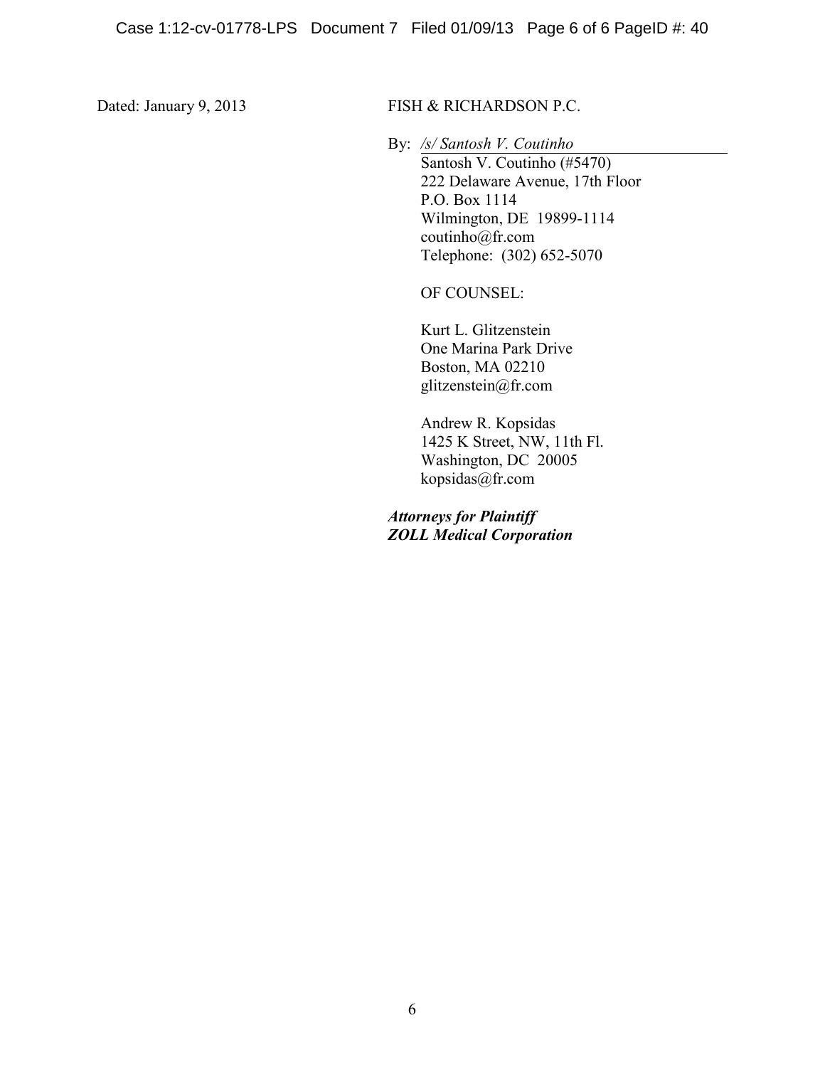Dated: January 9, 2013

FISH & RICHARDSON P.C.

By: */s/ Santosh V. Coutinho*
Santosh V. Coutinho (#5470)
222 Delaware Avenue, 17th Floor
P.O. Box 1114
Wilmington, DE 19899-1114
coutinho@fr.com
Telephone: (302) 652-5070

OF COUNSEL:

Kurt L. Glitzenstein
One Marina Park Drive
Boston, MA 02210
glitzenstein@fr.com

Andrew R. Kopsidas
1425 K Street, NW, 11th Fl.
Washington, DC 20005
kopsidas@fr.com

***Attorneys for Plaintiff***
***ZOLL Medical Corporation***